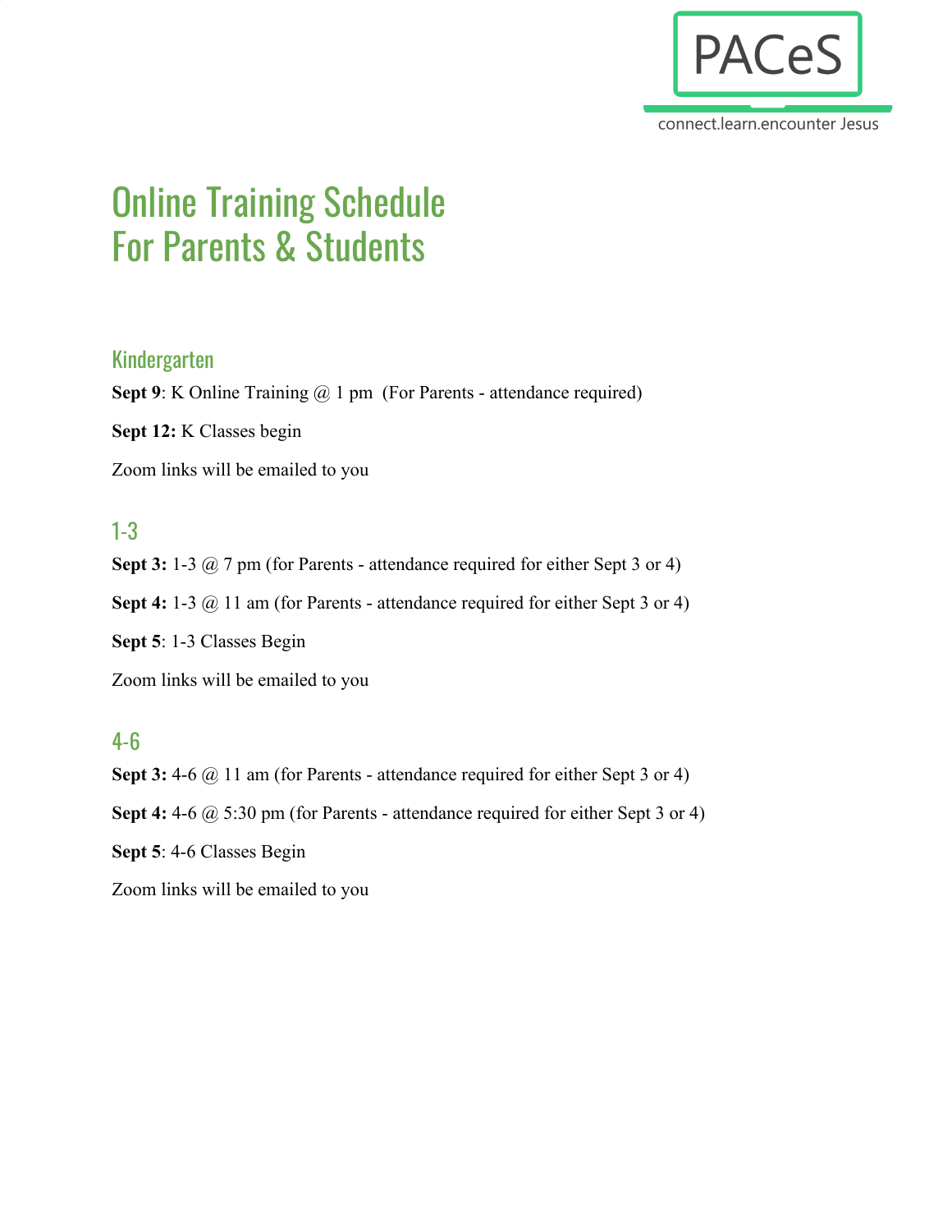PACeS

connect.learn.encounter Jesus

# Online Training Schedule
# For Parents & Students

## Kindergarten

**Sept 9**: K Online Training @ 1 pm (For Parents - attendance required)

**Sept 12:** K Classes begin

Zoom links will be emailed to you

## 1-3

**Sept 3:** 1-3 @ 7 pm (for Parents - attendance required for either Sept 3 or 4)

**Sept 4:** 1-3 @ 11 am (for Parents - attendance required for either Sept 3 or 4)

**Sept 5**: 1-3 Classes Begin

Zoom links will be emailed to you

## 4-6

**Sept 3:** 4-6 @ 11 am (for Parents - attendance required for either Sept 3 or 4)

**Sept 4:** 4-6 @ 5:30 pm (for Parents - attendance required for either Sept 3 or 4)

**Sept 5**: 4-6 Classes Begin

Zoom links will be emailed to you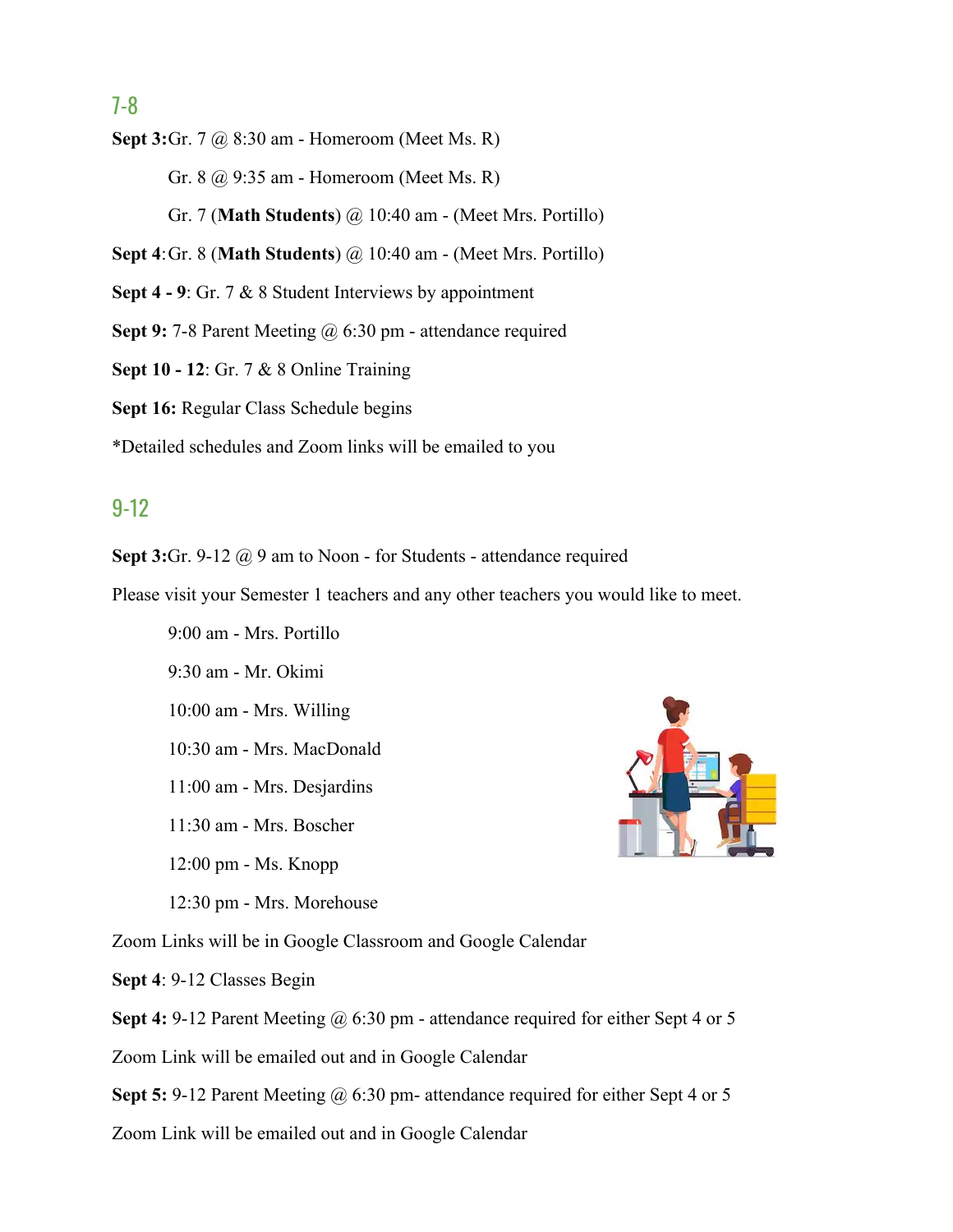## 7-8

**Sept 3:** Gr. 7 @ 8:30 am - Homeroom (Meet Ms. R)

Gr. 8 @ 9:35 am - Homeroom (Meet Ms. R)

Gr. 7 (**Math Students**) @ 10:40 am - (Meet Mrs. Portillo)

**Sept 4**: Gr. 8 (**Math Students**) @ 10:40 am - (Meet Mrs. Portillo)

**Sept 4 - 9**: Gr. 7 & 8 Student Interviews by appointment

**Sept 9:** 7-8 Parent Meeting @ 6:30 pm - attendance required

**Sept 10 - 12**: Gr. 7 & 8 Online Training

**Sept 16:** Regular Class Schedule begins

*Detailed schedules and Zoom links will be emailed to you

## 9-12

**Sept 3:** Gr. 9-12 @ 9 am to Noon - for Students - attendance required

Please visit your Semester 1 teachers and any other teachers you would like to meet.

9:00 am - Mrs. Portillo

9:30 am - Mr. Okimi

10:00 am - Mrs. Willing

10:30 am - Mrs. MacDonald

11:00 am - Mrs. Desjardins

11:30 am - Mrs. Boscher

12:00 pm - Ms. Knopp

12:30 pm - Mrs. Morehouse

Zoom Links will be in Google Classroom and Google Calendar

**Sept 4**: 9-12 Classes Begin

**Sept 4:** 9-12 Parent Meeting @ 6:30 pm - attendance required for either Sept 4 or 5

Zoom Link will be emailed out and in Google Calendar

**Sept 5:** 9-12 Parent Meeting @ 6:30 pm- attendance required for either Sept 4 or 5

Zoom Link will be emailed out and in Google Calendar